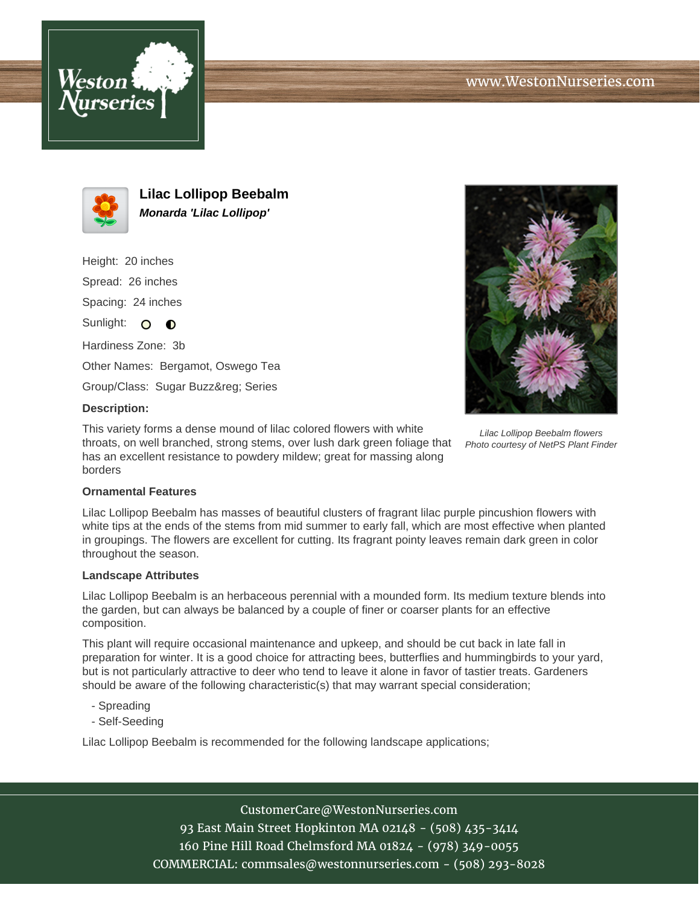# Lilac Lollipop Beebalm

***Monarda 'Lilac Lollipop'***

Height: 20 inches

Spread: 26 inches

Spacing: 24 inches

Sunlight:

Hardiness Zone: 3b

Other Names: Bergamot, Oswego Tea

Group/Class: Sugar Buzz&reg; Series

**Description:**

This variety forms a dense mound of lilac colored flowers with white throats, on well branched, strong stems, over lush dark green foliage that has an excellent resistance to powdery mildew; great for massing along borders

*Lilac Lollipop Beebalm flowers*
*Photo courtesy of NetPS Plant Finder*

### Ornamental Features

Lilac Lollipop Beebalm has masses of beautiful clusters of fragrant lilac purple pincushion flowers with white tips at the ends of the stems from mid summer to early fall, which are most effective when planted in groupings. The flowers are excellent for cutting. Its fragrant pointy leaves remain dark green in color throughout the season.

### Landscape Attributes

Lilac Lollipop Beebalm is an herbaceous perennial with a mounded form. Its medium texture blends into the garden, but can always be balanced by a couple of finer or coarser plants for an effective composition.

This plant will require occasional maintenance and upkeep, and should be cut back in late fall in preparation for winter. It is a good choice for attracting bees, butterflies and hummingbirds to your yard, but is not particularly attractive to deer who tend to leave it alone in favor of tastier treats. Gardeners should be aware of the following characteristic(s) that may warrant special consideration;

- Spreading
- Self-Seeding

Lilac Lollipop Beebalm is recommended for the following landscape applications;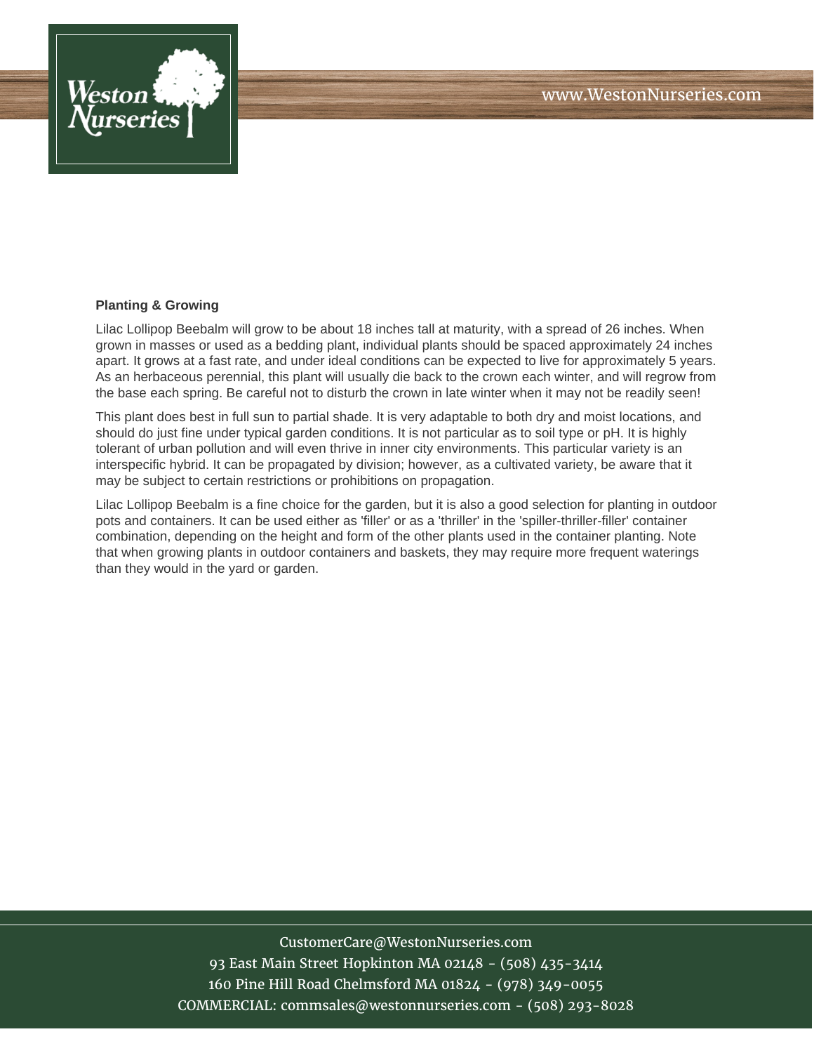**Planting & Growing**

Lilac Lollipop Beebalm will grow to be about 18 inches tall at maturity, with a spread of 26 inches. When grown in masses or used as a bedding plant, individual plants should be spaced approximately 24 inches apart. It grows at a fast rate, and under ideal conditions can be expected to live for approximately 5 years. As an herbaceous perennial, this plant will usually die back to the crown each winter, and will regrow from the base each spring. Be careful not to disturb the crown in late winter when it may not be readily seen!

This plant does best in full sun to partial shade. It is very adaptable to both dry and moist locations, and should do just fine under typical garden conditions. It is not particular as to soil type or pH. It is highly tolerant of urban pollution and will even thrive in inner city environments. This particular variety is an interspecific hybrid. It can be propagated by division; however, as a cultivated variety, be aware that it may be subject to certain restrictions or prohibitions on propagation.

Lilac Lollipop Beebalm is a fine choice for the garden, but it is also a good selection for planting in outdoor pots and containers. It can be used either as 'filler' or as a 'thriller' in the 'spiller-thriller-filler' container combination, depending on the height and form of the other plants used in the container planting. Note that when growing plants in outdoor containers and baskets, they may require more frequent waterings than they would in the yard or garden.